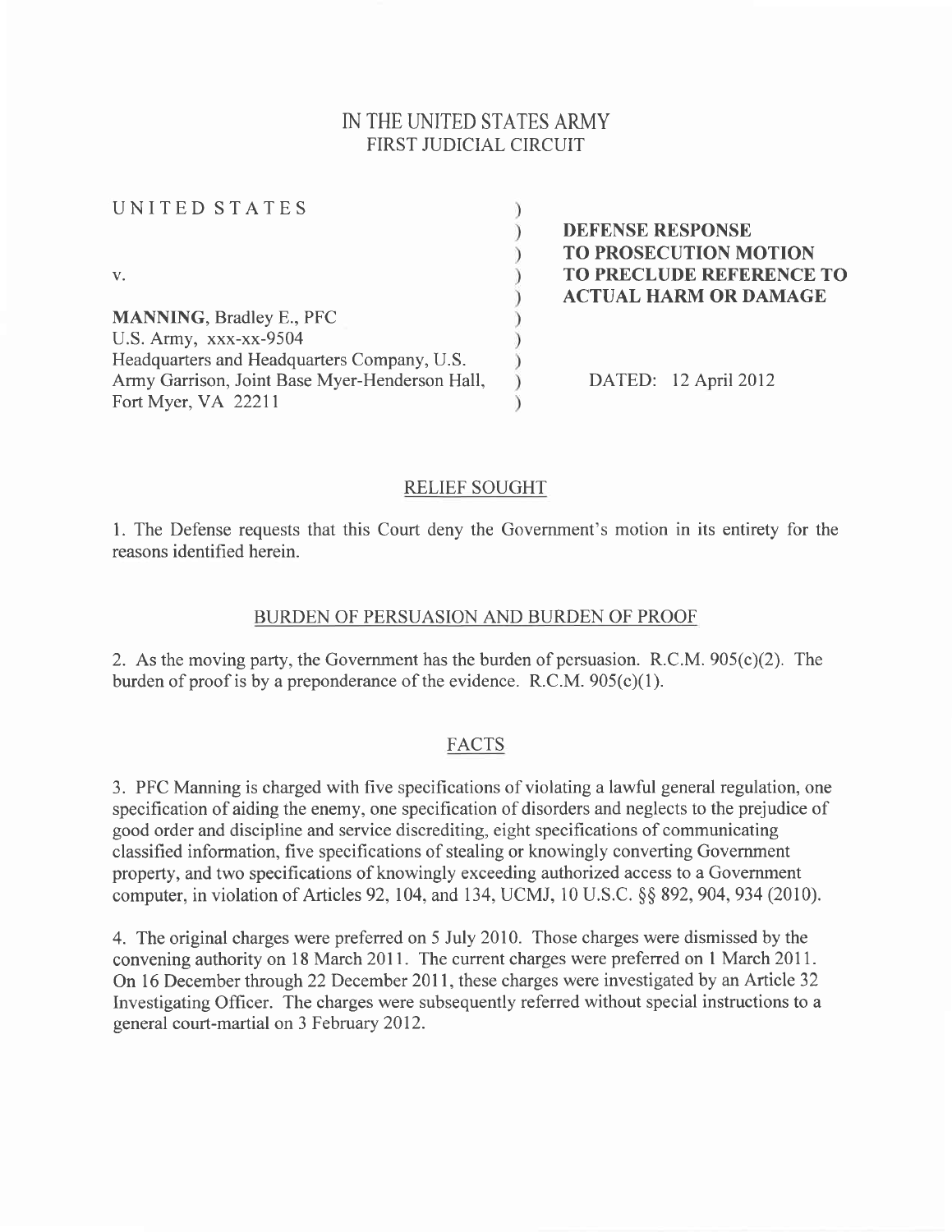# IN THE UNITED STATES ARMY
## FIRST JUDICIAL CIRCUIT

UNITED STATES

v.

**MANNING**, Bradley E., PFC
U.S. Army, xxx-xx-9504
Headquarters and Headquarters Company, U.S. Army Garrison, Joint Base Myer-Henderson Hall, Fort Myer, VA 22211

**DEFENSE RESPONSE TO PROSECUTION MOTION TO PRECLUDE REFERENCE TO ACTUAL HARM OR DAMAGE**

DATED: 12 April 2012

## RELIEF SOUGHT

1. The Defense requests that this Court deny the Government's motion in its entirety for the reasons identified herein.

## BURDEN OF PERSUASION AND BURDEN OF PROOF

2. As the moving party, the Government has the burden of persuasion. R.C.M. 905(c)(2). The burden of proof is by a preponderance of the evidence. R.C.M. 905(c)(1).

## FACTS

3. PFC Manning is charged with five specifications of violating a lawful general regulation, one specification of aiding the enemy, one specification of disorders and neglects to the prejudice of good order and discipline and service discrediting, eight specifications of communicating classified information, five specifications of stealing or knowingly converting Government property, and two specifications of knowingly exceeding authorized access to a Government computer, in violation of Articles 92, 104, and 134, UCMJ, 10 U.S.C. §§ 892, 904, 934 (2010).

4. The original charges were preferred on 5 July 2010. Those charges were dismissed by the convening authority on 18 March 2011. The current charges were preferred on 1 March 2011. On 16 December through 22 December 2011, these charges were investigated by an Article 32 Investigating Officer. The charges were subsequently referred without special instructions to a general court-martial on 3 February 2012.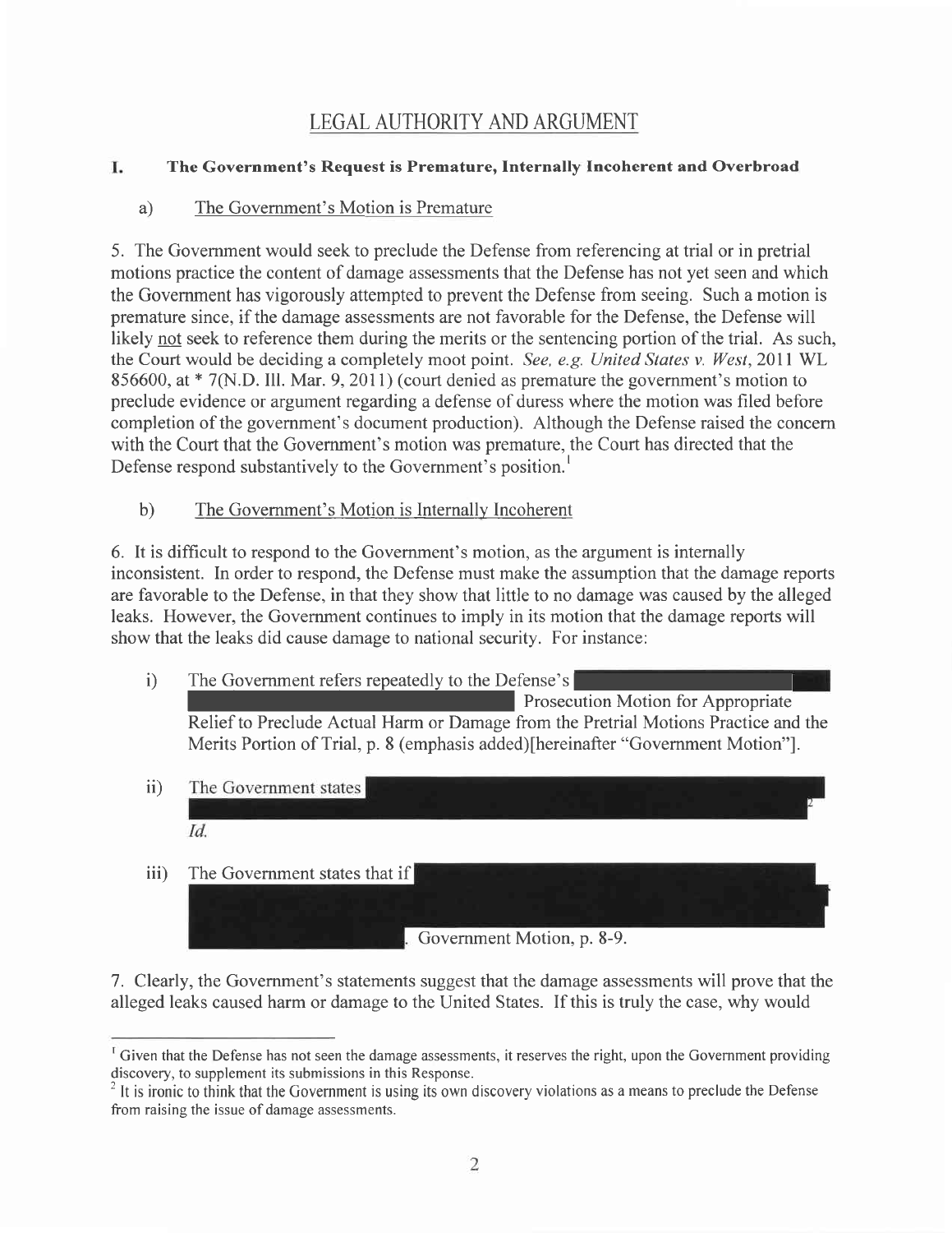# LEGAL AUTHORITY AND ARGUMENT

## I. The Government's Request is Premature, Internally Incoherent and Overbroad

### a) The Government's Motion is Premature

5. The Government would seek to preclude the Defense from referencing at trial or in pretrial motions practice the content of damage assessments that the Defense has not yet seen and which the Government has vigorously attempted to prevent the Defense from seeing. Such a motion is premature since, if the damage assessments are not favorable for the Defense, the Defense will likely not seek to reference them during the merits or the sentencing portion of the trial. As such, the Court would be deciding a completely moot point. *See, e.g. United States v. West*, 2011 WL 856600, at * 7(N.D. Ill. Mar. 9, 2011) (court denied as premature the government's motion to preclude evidence or argument regarding a defense of duress where the motion was filed before completion of the government's document production). Although the Defense raised the concern with the Court that the Government's motion was premature, the Court has directed that the Defense respond substantively to the Government's position.[1]

### b) The Government's Motion is Internally Incoherent

6. It is difficult to respond to the Government's motion, as the argument is internally inconsistent. In order to respond, the Defense must make the assumption that the damage reports are favorable to the Defense, in that they show that little to no damage was caused by the alleged leaks. However, the Government continues to imply in its motion that the damage reports will show that the leaks did cause damage to national security. For instance:

i) The Government refers repeatedly to the Defense's [REDACTED] Prosecution Motion for Appropriate Relief to Preclude Actual Harm or Damage from the Pretrial Motions Practice and the Merits Portion of Trial, p. 8 (emphasis added)[hereinafter "Government Motion"].

ii) The Government states [REDACTED][2] *Id.*

iii) The Government states that if [REDACTED]. Government Motion, p. 8-9.

7. Clearly, the Government's statements suggest that the damage assessments will prove that the alleged leaks caused harm or damage to the United States. If this is truly the case, why would

---

[1] Given that the Defense has not seen the damage assessments, it reserves the right, upon the Government providing discovery, to supplement its submissions in this Response.

[2] It is ironic to think that the Government is using its own discovery violations as a means to preclude the Defense from raising the issue of damage assessments.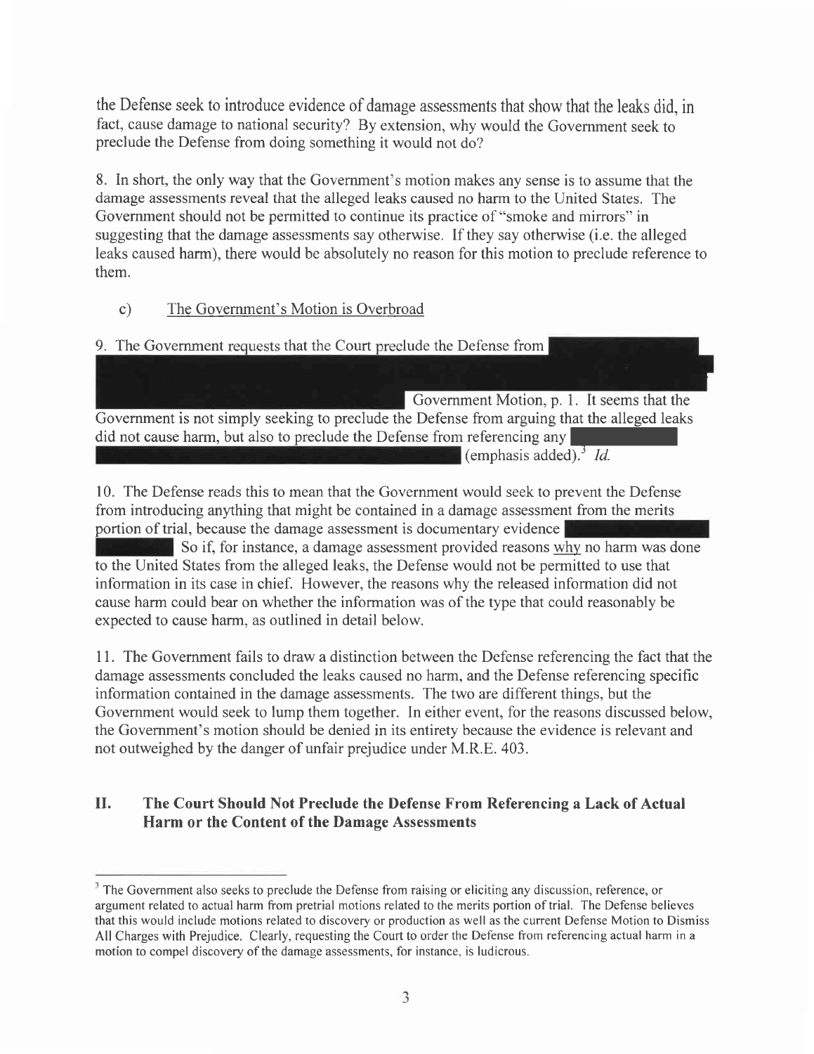the Defense seek to introduce evidence of damage assessments that show that the leaks did, in fact, cause damage to national security? By extension, why would the Government seek to preclude the Defense from doing something it would not do?

8. In short, the only way that the Government's motion makes any sense is to assume that the damage assessments reveal that the alleged leaks caused no harm to the United States. The Government should not be permitted to continue its practice of "smoke and mirrors" in suggesting that the damage assessments say otherwise. If they say otherwise (i.e. the alleged leaks caused harm), there would be absolutely no reason for this motion to preclude reference to them.

c) The Government's Motion is Overbroad

9. The Government requests that the Court preclude the Defense from [REDACTED] Government Motion, p. 1. It seems that the Government is not simply seeking to preclude the Defense from arguing that the alleged leaks did not cause harm, but also to preclude the Defense from referencing any [REDACTED] (emphasis added).[3] *Id.*

10. The Defense reads this to mean that the Government would seek to prevent the Defense from introducing anything that might be contained in a damage assessment from the merits portion of trial, because the damage assessment is documentary evidence [REDACTED] So if, for instance, a damage assessment provided reasons why no harm was done to the United States from the alleged leaks, the Defense would not be permitted to use that information in its case in chief. However, the reasons why the released information did not cause harm could bear on whether the information was of the type that could reasonably be expected to cause harm, as outlined in detail below.

11. The Government fails to draw a distinction between the Defense referencing the fact that the damage assessments concluded the leaks caused no harm, and the Defense referencing specific information contained in the damage assessments. The two are different things, but the Government would seek to lump them together. In either event, for the reasons discussed below, the Government's motion should be denied in its entirety because the evidence is relevant and not outweighed by the danger of unfair prejudice under M.R.E. 403.

## II. The Court Should Not Preclude the Defense From Referencing a Lack of Actual Harm or the Content of the Damage Assessments

---

[3] The Government also seeks to preclude the Defense from raising or eliciting any discussion, reference, or argument related to actual harm from pretrial motions related to the merits portion of trial. The Defense believes that this would include motions related to discovery or production as well as the current Defense Motion to Dismiss All Charges with Prejudice. Clearly, requesting the Court to order the Defense from referencing actual harm in a motion to compel discovery of the damage assessments, for instance, is ludicrous.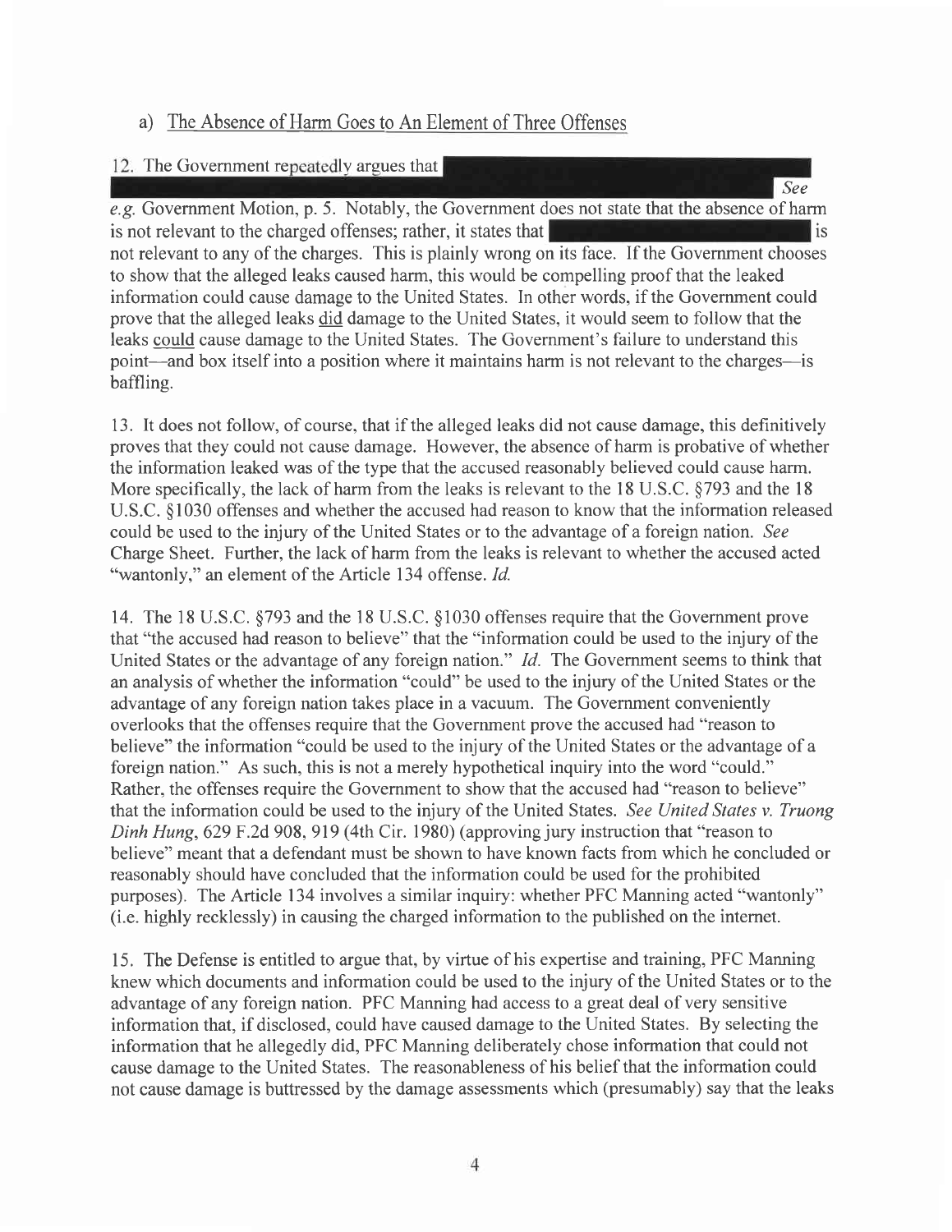a) The Absence of Harm Goes to An Element of Three Offenses

12. The Government repeatedly argues that [REDACTED] *See e.g.* Government Motion, p. 5. Notably, the Government does not state that the absence of harm is not relevant to the charged offenses; rather, it states that [REDACTED] is not relevant to any of the charges. This is plainly wrong on its face. If the Government chooses to show that the alleged leaks caused harm, this would be compelling proof that the leaked information could cause damage to the United States. In other words, if the Government could prove that the alleged leaks did damage to the United States, it would seem to follow that the leaks could cause damage to the United States. The Government's failure to understand this point—and box itself into a position where it maintains harm is not relevant to the charges—is baffling.

13. It does not follow, of course, that if the alleged leaks did not cause damage, this definitively proves that they could not cause damage. However, the absence of harm is probative of whether the information leaked was of the type that the accused reasonably believed could cause harm. More specifically, the lack of harm from the leaks is relevant to the 18 U.S.C. §793 and the 18 U.S.C. §1030 offenses and whether the accused had reason to know that the information released could be used to the injury of the United States or to the advantage of a foreign nation. *See* Charge Sheet. Further, the lack of harm from the leaks is relevant to whether the accused acted "wantonly," an element of the Article 134 offense. *Id.*

14. The 18 U.S.C. §793 and the 18 U.S.C. §1030 offenses require that the Government prove that "the accused had reason to believe" that the "information could be used to the injury of the United States or the advantage of any foreign nation." *Id.* The Government seems to think that an analysis of whether the information "could" be used to the injury of the United States or the advantage of any foreign nation takes place in a vacuum. The Government conveniently overlooks that the offenses require that the Government prove the accused had "reason to believe" the information "could be used to the injury of the United States or the advantage of a foreign nation." As such, this is not a merely hypothetical inquiry into the word "could." Rather, the offenses require the Government to show that the accused had "reason to believe" that the information could be used to the injury of the United States. *See United States v. Truong Dinh Hung*, 629 F.2d 908, 919 (4th Cir. 1980) (approving jury instruction that "reason to believe" meant that a defendant must be shown to have known facts from which he concluded or reasonably should have concluded that the information could be used for the prohibited purposes). The Article 134 involves a similar inquiry: whether PFC Manning acted "wantonly" (i.e. highly recklessly) in causing the charged information to the published on the internet.

15. The Defense is entitled to argue that, by virtue of his expertise and training, PFC Manning knew which documents and information could be used to the injury of the United States or to the advantage of any foreign nation. PFC Manning had access to a great deal of very sensitive information that, if disclosed, could have caused damage to the United States. By selecting the information that he allegedly did, PFC Manning deliberately chose information that could not cause damage to the United States. The reasonableness of his belief that the information could not cause damage is buttressed by the damage assessments which (presumably) say that the leaks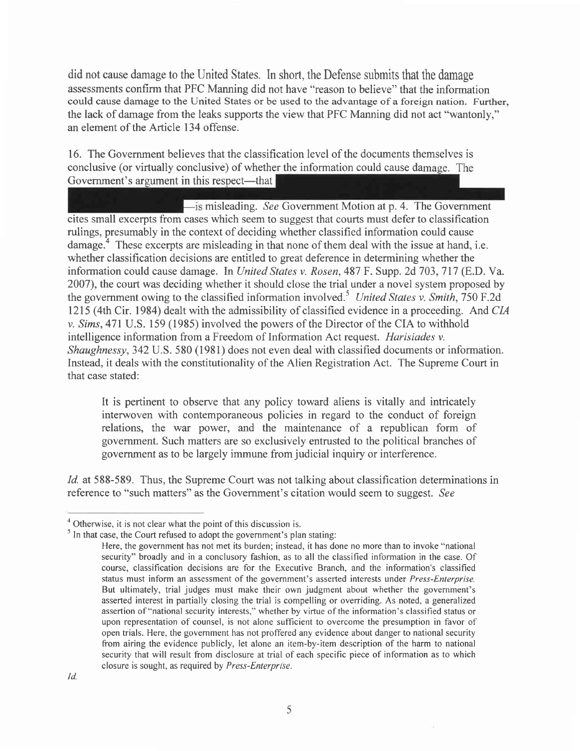did not cause damage to the United States. In short, the Defense submits that the damage assessments confirm that PFC Manning did not have "reason to believe" that the information could cause damage to the United States or be used to the advantage of a foreign nation. Further, the lack of damage from the leaks supports the view that PFC Manning did not act "wantonly," an element of the Article 134 offense.

16. The Government believes that the classification level of the documents themselves is conclusive (or virtually conclusive) of whether the information could cause damage. The Government's argument in this respect—that [REDACTED] —is misleading. *See* Government Motion at p. 4. The Government cites small excerpts from cases which seem to suggest that courts must defer to classification rulings, presumably in the context of deciding whether classified information could cause damage.[4] These excerpts are misleading in that none of them deal with the issue at hand, i.e. whether classification decisions are entitled to great deference in determining whether the information could cause damage. In *United States v. Rosen*, 487 F. Supp. 2d 703, 717 (E.D. Va. 2007), the court was deciding whether it should close the trial under a novel system proposed by the government owing to the classified information involved.[5] *United States v. Smith*, 750 F.2d 1215 (4th Cir. 1984) dealt with the admissibility of classified evidence in a proceeding. And *CIA v. Sims*, 471 U.S. 159 (1985) involved the powers of the Director of the CIA to withhold intelligence information from a Freedom of Information Act request. *Harisiades v. Shaughnessy*, 342 U.S. 580 (1981) does not even deal with classified documents or information. Instead, it deals with the constitutionality of the Alien Registration Act. The Supreme Court in that case stated:

> It is pertinent to observe that any policy toward aliens is vitally and intricately interwoven with contemporaneous policies in regard to the conduct of foreign relations, the war power, and the maintenance of a republican form of government. Such matters are so exclusively entrusted to the political branches of government as to be largely immune from judicial inquiry or interference.

*Id.* at 588-589. Thus, the Supreme Court was not talking about classification determinations in reference to "such matters" as the Government's citation would seem to suggest. *See*

---

[4] Otherwise, it is not clear what the point of this discussion is.

[5] In that case, the Court refused to adopt the government's plan stating:

> Here, the government has not met its burden; instead, it has done no more than to invoke "national security" broadly and in a conclusory fashion, as to all the classified information in the case. Of course, classification decisions are for the Executive Branch, and the information's classified status must inform an assessment of the government's asserted interests under *Press-Enterprise*. But ultimately, trial judges must make their own judgment about whether the government's asserted interest in partially closing the trial is compelling or overriding. As noted, a generalized assertion of "national security interests," whether by virtue of the information's classified status or upon representation of counsel, is not alone sufficient to overcome the presumption in favor of open trials. Here, the government has not proffered any evidence about danger to national security from airing the evidence publicly, let alone an item-by-item description of the harm to national security that will result from disclosure at trial of each specific piece of information as to which closure is sought, as required by *Press-Enterprise*.

*Id.*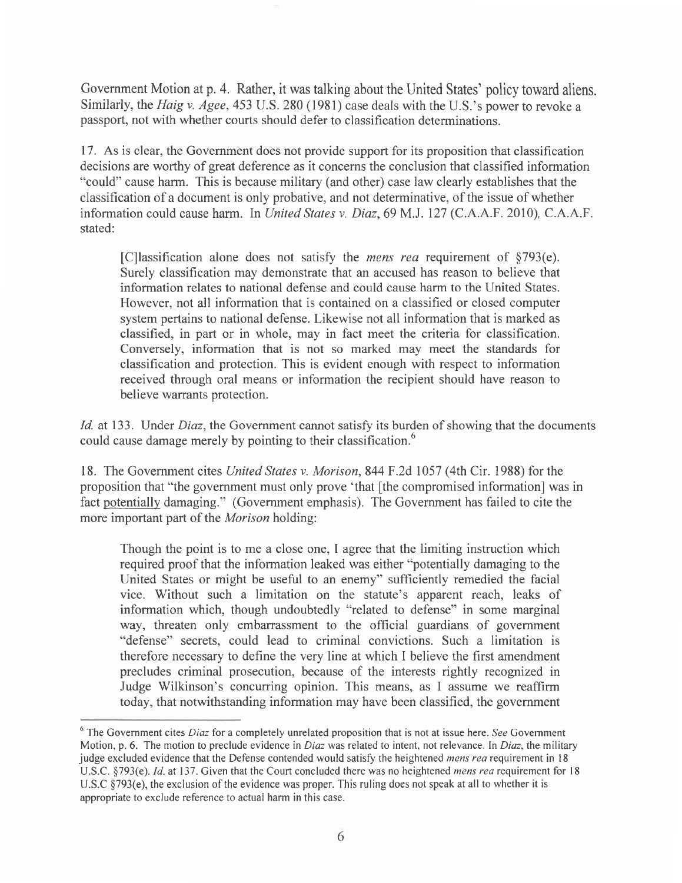Government Motion at p. 4. Rather, it was talking about the United States' policy toward aliens. Similarly, the *Haig v. Agee*, 453 U.S. 280 (1981) case deals with the U.S.'s power to revoke a passport, not with whether courts should defer to classification determinations.

17. As is clear, the Government does not provide support for its proposition that classification decisions are worthy of great deference as it concerns the conclusion that classified information "could" cause harm. This is because military (and other) case law clearly establishes that the classification of a document is only probative, and not determinative, of the issue of whether information could cause harm. In *United States v. Diaz*, 69 M.J. 127 (C.A.A.F. 2010), C.A.A.F. stated:

> [C]lassification alone does not satisfy the *mens rea* requirement of §793(e). Surely classification may demonstrate that an accused has reason to believe that information relates to national defense and could cause harm to the United States. However, not all information that is contained on a classified or closed computer system pertains to national defense. Likewise not all information that is marked as classified, in part or in whole, may in fact meet the criteria for classification. Conversely, information that is not so marked may meet the standards for classification and protection. This is evident enough with respect to information received through oral means or information the recipient should have reason to believe warrants protection.

*Id.* at 133. Under *Diaz*, the Government cannot satisfy its burden of showing that the documents could cause damage merely by pointing to their classification.[6]

18. The Government cites *United States v. Morison*, 844 F.2d 1057 (4th Cir. 1988) for the proposition that "the government must only prove 'that [the compromised information] was in fact <u>potentially</u> damaging." (Government emphasis). The Government has failed to cite the more important part of the *Morison* holding:

> Though the point is to me a close one, I agree that the limiting instruction which required proof that the information leaked was either "potentially damaging to the United States or might be useful to an enemy" sufficiently remedied the facial vice. Without such a limitation on the statute's apparent reach, leaks of information which, though undoubtedly "related to defense" in some marginal way, threaten only embarrassment to the official guardians of government "defense" secrets, could lead to criminal convictions. Such a limitation is therefore necessary to define the very line at which I believe the first amendment precludes criminal prosecution, because of the interests rightly recognized in Judge Wilkinson's concurring opinion. This means, as I assume we reaffirm today, that notwithstanding information may have been classified, the government

---

[6] The Government cites *Diaz* for a completely unrelated proposition that is not at issue here. *See* Government Motion, p. 6. The motion to preclude evidence in *Diaz* was related to intent, not relevance. In *Diaz*, the military judge excluded evidence that the Defense contended would satisfy the heightened *mens rea* requirement in 18 U.S.C. §793(e). *Id.* at 137. Given that the Court concluded there was no heightened *mens rea* requirement for 18 U.S.C §793(e), the exclusion of the evidence was proper. This ruling does not speak at all to whether it is appropriate to exclude reference to actual harm in this case.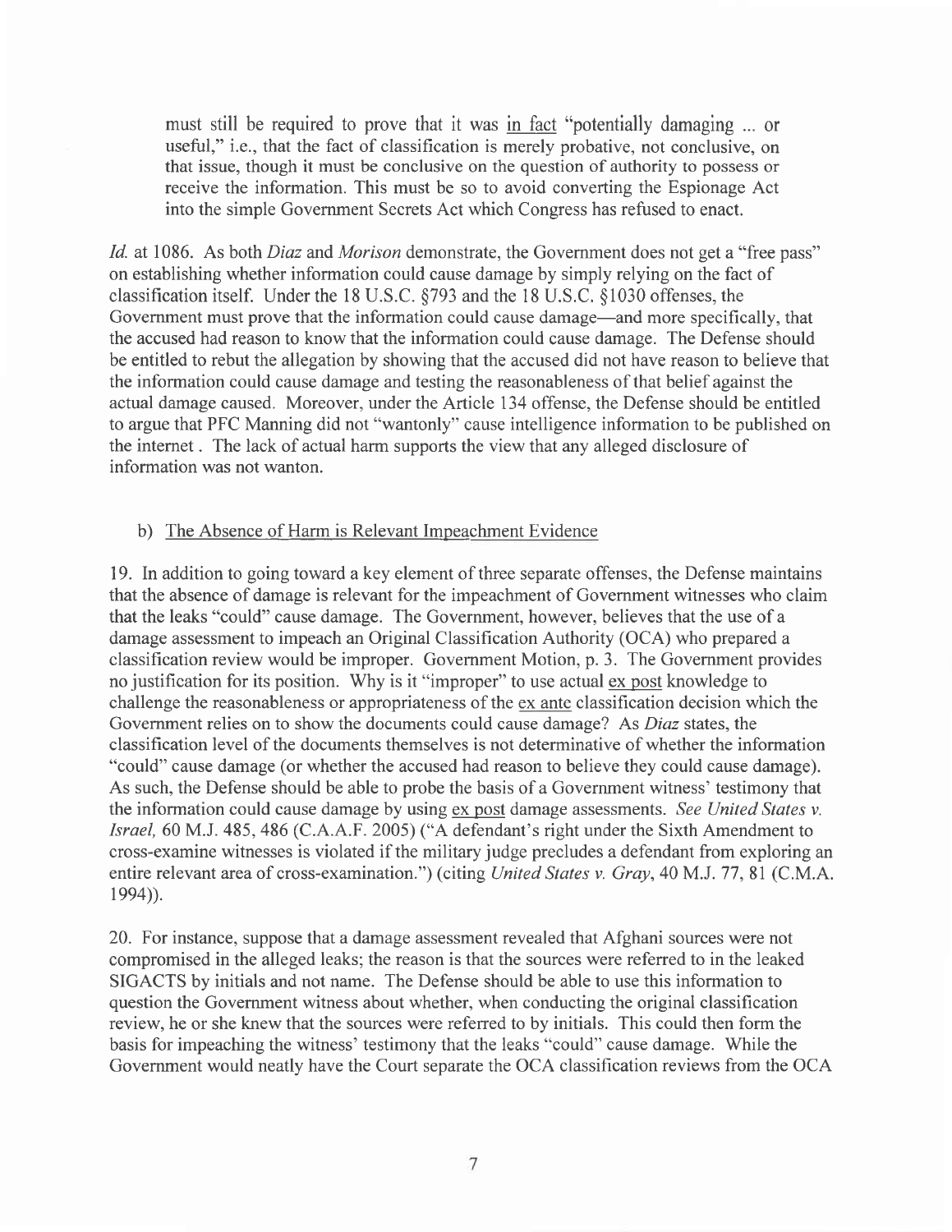> must still be required to prove that it was in fact "potentially damaging ... or useful," i.e., that the fact of classification is merely probative, not conclusive, on that issue, though it must be conclusive on the question of authority to possess or receive the information. This must be so to avoid converting the Espionage Act into the simple Government Secrets Act which Congress has refused to enact.

*Id.* at 1086. As both *Diaz* and *Morison* demonstrate, the Government does not get a "free pass" on establishing whether information could cause damage by simply relying on the fact of classification itself. Under the 18 U.S.C. §793 and the 18 U.S.C. §1030 offenses, the Government must prove that the information could cause damage—and more specifically, that the accused had reason to know that the information could cause damage. The Defense should be entitled to rebut the allegation by showing that the accused did not have reason to believe that the information could cause damage and testing the reasonableness of that belief against the actual damage caused. Moreover, under the Article 134 offense, the Defense should be entitled to argue that PFC Manning did not "wantonly" cause intelligence information to be published on the internet . The lack of actual harm supports the view that any alleged disclosure of information was not wanton.

b) The Absence of Harm is Relevant Impeachment Evidence

19. In addition to going toward a key element of three separate offenses, the Defense maintains that the absence of damage is relevant for the impeachment of Government witnesses who claim that the leaks "could" cause damage. The Government, however, believes that the use of a damage assessment to impeach an Original Classification Authority (OCA) who prepared a classification review would be improper. Government Motion, p. 3. The Government provides no justification for its position. Why is it "improper" to use actual ex post knowledge to challenge the reasonableness or appropriateness of the ex ante classification decision which the Government relies on to show the documents could cause damage? As *Diaz* states, the classification level of the documents themselves is not determinative of whether the information "could" cause damage (or whether the accused had reason to believe they could cause damage). As such, the Defense should be able to probe the basis of a Government witness' testimony that the information could cause damage by using ex post damage assessments. *See United States v. Israel*, 60 M.J. 485, 486 (C.A.A.F. 2005) ("A defendant's right under the Sixth Amendment to cross-examine witnesses is violated if the military judge precludes a defendant from exploring an entire relevant area of cross-examination.") (citing *United States v. Gray*, 40 M.J. 77, 81 (C.M.A. 1994)).

20. For instance, suppose that a damage assessment revealed that Afghani sources were not compromised in the alleged leaks; the reason is that the sources were referred to in the leaked SIGACTS by initials and not name. The Defense should be able to use this information to question the Government witness about whether, when conducting the original classification review, he or she knew that the sources were referred to by initials. This could then form the basis for impeaching the witness' testimony that the leaks "could" cause damage. While the Government would neatly have the Court separate the OCA classification reviews from the OCA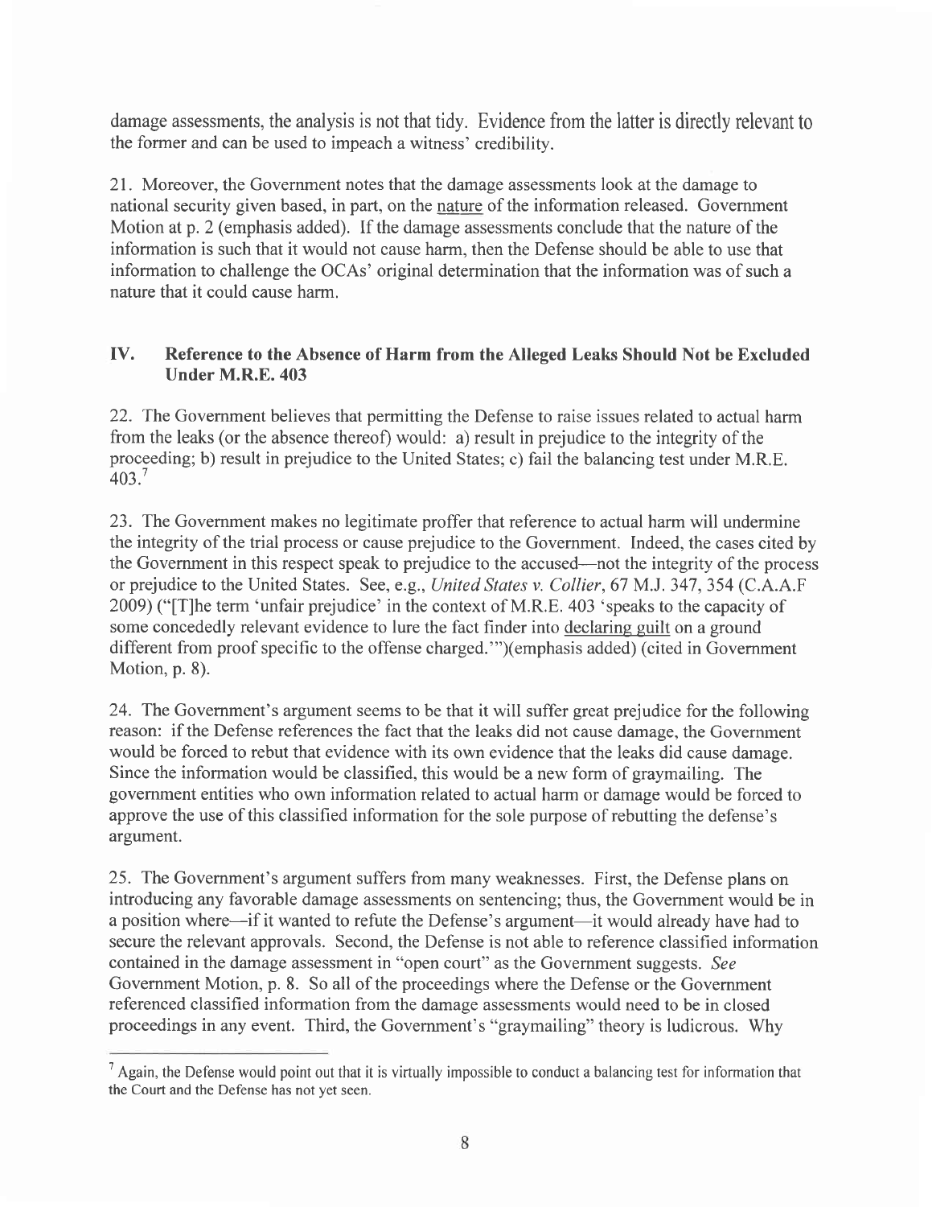damage assessments, the analysis is not that tidy. Evidence from the latter is directly relevant to the former and can be used to impeach a witness' credibility.

21. Moreover, the Government notes that the damage assessments look at the damage to national security given based, in part, on the <u>nature</u> of the information released. Government Motion at p. 2 (emphasis added). If the damage assessments conclude that the nature of the information is such that it would not cause harm, then the Defense should be able to use that information to challenge the OCAs' original determination that the information was of such a nature that it could cause harm.

## IV. Reference to the Absence of Harm from the Alleged Leaks Should Not be Excluded Under M.R.E. 403

22. The Government believes that permitting the Defense to raise issues related to actual harm from the leaks (or the absence thereof) would: a) result in prejudice to the integrity of the proceeding; b) result in prejudice to the United States; c) fail the balancing test under M.R.E. 403.[7]

23. The Government makes no legitimate proffer that reference to actual harm will undermine the integrity of the trial process or cause prejudice to the Government. Indeed, the cases cited by the Government in this respect speak to prejudice to the accused—not the integrity of the process or prejudice to the United States. See, e.g., *United States v. Collier*, 67 M.J. 347, 354 (C.A.A.F 2009) ("[T]he term 'unfair prejudice' in the context of M.R.E. 403 'speaks to the capacity of some concededly relevant evidence to lure the fact finder into <u>declaring guilt</u> on a ground different from proof specific to the offense charged.'")(emphasis added) (cited in Government Motion, p. 8).

24. The Government's argument seems to be that it will suffer great prejudice for the following reason: if the Defense references the fact that the leaks did not cause damage, the Government would be forced to rebut that evidence with its own evidence that the leaks did cause damage. Since the information would be classified, this would be a new form of graymailing. The government entities who own information related to actual harm or damage would be forced to approve the use of this classified information for the sole purpose of rebutting the defense's argument.

25. The Government's argument suffers from many weaknesses. First, the Defense plans on introducing any favorable damage assessments on sentencing; thus, the Government would be in a position where—if it wanted to refute the Defense's argument—it would already have had to secure the relevant approvals. Second, the Defense is not able to reference classified information contained in the damage assessment in "open court" as the Government suggests. *See* Government Motion, p. 8. So all of the proceedings where the Defense or the Government referenced classified information from the damage assessments would need to be in closed proceedings in any event. Third, the Government's "graymailing" theory is ludicrous. Why

[7] Again, the Defense would point out that it is virtually impossible to conduct a balancing test for information that the Court and the Defense has not yet seen.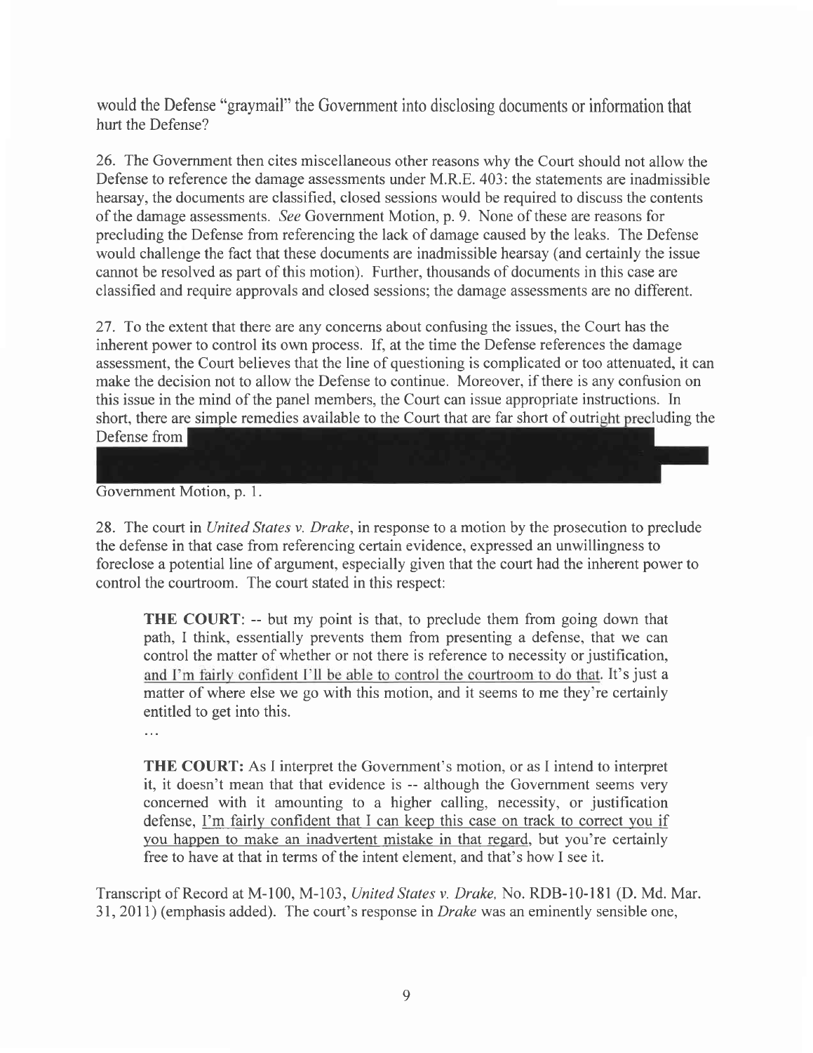would the Defense "graymail" the Government into disclosing documents or information that hurt the Defense?

26. The Government then cites miscellaneous other reasons why the Court should not allow the Defense to reference the damage assessments under M.R.E. 403: the statements are inadmissible hearsay, the documents are classified, closed sessions would be required to discuss the contents of the damage assessments. *See* Government Motion, p. 9. None of these are reasons for precluding the Defense from referencing the lack of damage caused by the leaks. The Defense would challenge the fact that these documents are inadmissible hearsay (and certainly the issue cannot be resolved as part of this motion). Further, thousands of documents in this case are classified and require approvals and closed sessions; the damage assessments are no different.

27. To the extent that there are any concerns about confusing the issues, the Court has the inherent power to control its own process. If, at the time the Defense references the damage assessment, the Court believes that the line of questioning is complicated or too attenuated, it can make the decision not to allow the Defense to continue. Moreover, if there is any confusion on this issue in the mind of the panel members, the Court can issue appropriate instructions. In short, there are simple remedies available to the Court that are far short of outright precluding the Defense from [REDACTED] Government Motion, p. 1.

28. The court in *United States v. Drake*, in response to a motion by the prosecution to preclude the defense in that case from referencing certain evidence, expressed an unwillingness to foreclose a potential line of argument, especially given that the court had the inherent power to control the courtroom. The court stated in this respect:

> **THE COURT**: -- but my point is that, to preclude them from going down that path, I think, essentially prevents them from presenting a defense, that we can control the matter of whether or not there is reference to necessity or justification, <u>and I'm fairly confident I'll be able to control the courtroom to do that</u>. It's just a matter of where else we go with this motion, and it seems to me they're certainly entitled to get into this.
>
> ...
>
> **THE COURT:** As I interpret the Government's motion, or as I intend to interpret it, it doesn't mean that that evidence is -- although the Government seems very concerned with it amounting to a higher calling, necessity, or justification defense, <u>I'm fairly confident that I can keep this case on track to correct you if you happen to make an inadvertent mistake in that regard</u>, but you're certainly free to have at that in terms of the intent element, and that's how I see it.

Transcript of Record at M-100, M-103, *United States v. Drake*, No. RDB-10-181 (D. Md. Mar. 31, 2011) (emphasis added). The court's response in *Drake* was an eminently sensible one,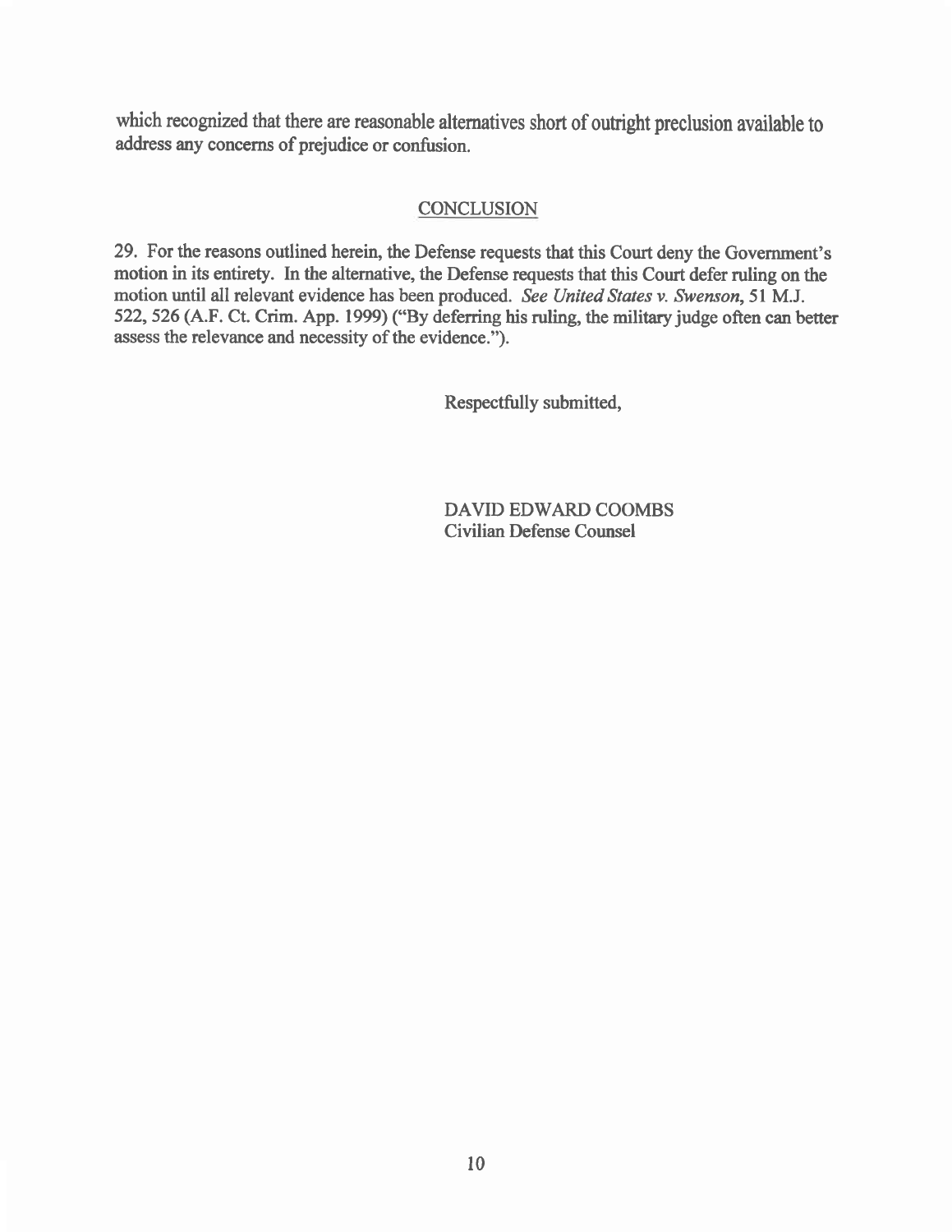which recognized that there are reasonable alternatives short of outright preclusion available to address any concerns of prejudice or confusion.

## CONCLUSION

29. For the reasons outlined herein, the Defense requests that this Court deny the Government's motion in its entirety. In the alternative, the Defense requests that this Court defer ruling on the motion until all relevant evidence has been produced. *See United States v. Swenson*, 51 M.J. 522, 526 (A.F. Ct. Crim. App. 1999) ("By deferring his ruling, the military judge often can better assess the relevance and necessity of the evidence.").

Respectfully submitted,

DAVID EDWARD COOMBS
Civilian Defense Counsel